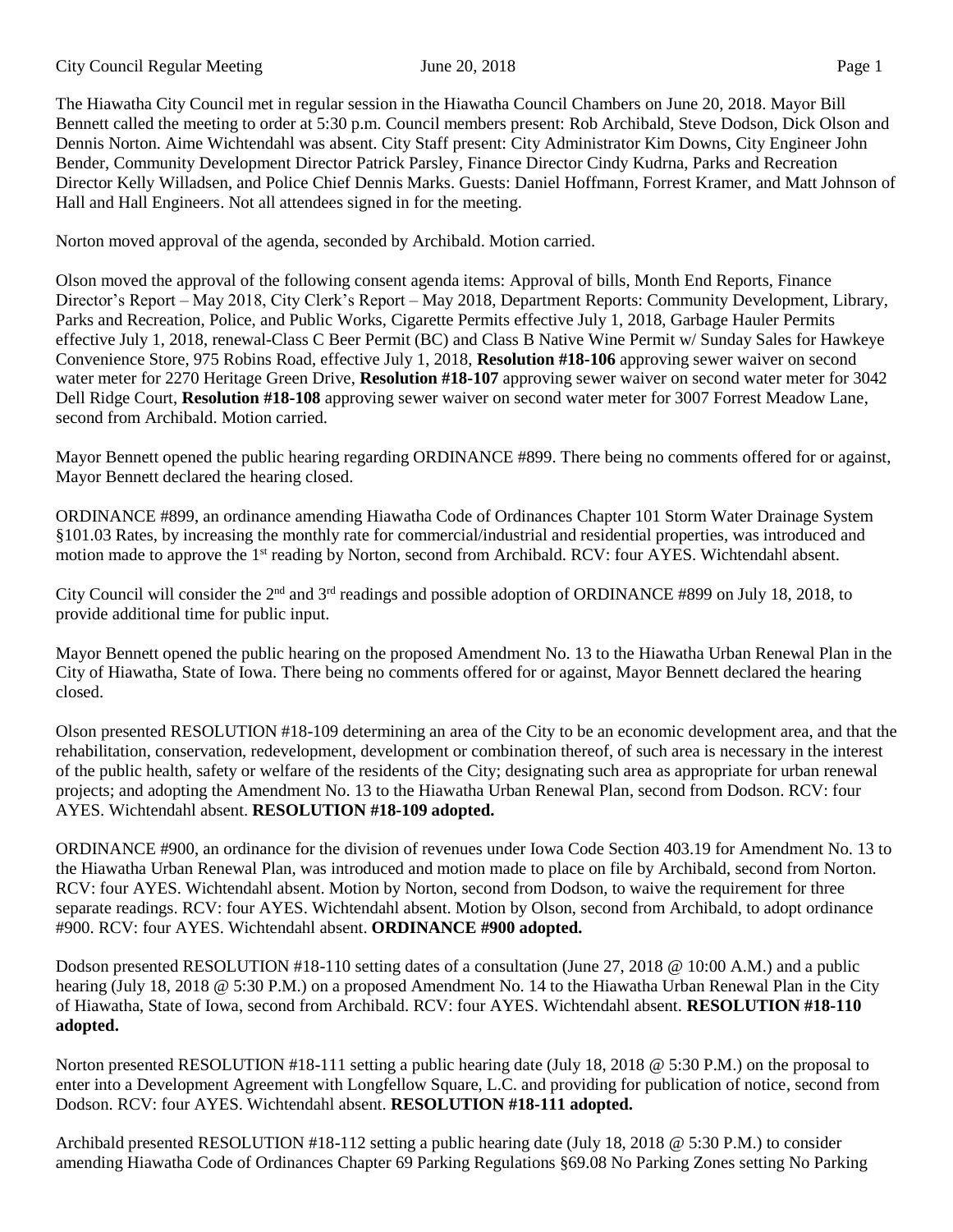The Hiawatha City Council met in regular session in the Hiawatha Council Chambers on June 20, 2018. Mayor Bill Bennett called the meeting to order at 5:30 p.m. Council members present: Rob Archibald, Steve Dodson, Dick Olson and Dennis Norton. Aime Wichtendahl was absent. City Staff present: City Administrator Kim Downs, City Engineer John Bender, Community Development Director Patrick Parsley, Finance Director Cindy Kudrna, Parks and Recreation Director Kelly Willadsen, and Police Chief Dennis Marks. Guests: Daniel Hoffmann, Forrest Kramer, and Matt Johnson of Hall and Hall Engineers. Not all attendees signed in for the meeting.

Norton moved approval of the agenda, seconded by Archibald. Motion carried.

Olson moved the approval of the following consent agenda items: Approval of bills, Month End Reports, Finance Director's Report – May 2018, City Clerk's Report – May 2018, Department Reports: Community Development, Library, Parks and Recreation, Police, and Public Works, Cigarette Permits effective July 1, 2018, Garbage Hauler Permits effective July 1, 2018, renewal-Class C Beer Permit (BC) and Class B Native Wine Permit w/ Sunday Sales for Hawkeye Convenience Store, 975 Robins Road, effective July 1, 2018, **Resolution #18-106** approving sewer waiver on second water meter for 2270 Heritage Green Drive, **Resolution #18-107** approving sewer waiver on second water meter for 3042 Dell Ridge Court, **Resolution #18-108** approving sewer waiver on second water meter for 3007 Forrest Meadow Lane, second from Archibald. Motion carried.

Mayor Bennett opened the public hearing regarding ORDINANCE #899. There being no comments offered for or against, Mayor Bennett declared the hearing closed.

ORDINANCE #899, an ordinance amending Hiawatha Code of Ordinances Chapter 101 Storm Water Drainage System §101.03 Rates, by increasing the monthly rate for commercial/industrial and residential properties, was introduced and motion made to approve the 1st reading by Norton, second from Archibald. RCV: four AYES. Wichtendahl absent.

City Council will consider the 2nd and 3rd readings and possible adoption of ORDINANCE #899 on July 18, 2018, to provide additional time for public input.

Mayor Bennett opened the public hearing on the proposed Amendment No. 13 to the Hiawatha Urban Renewal Plan in the City of Hiawatha, State of Iowa. There being no comments offered for or against, Mayor Bennett declared the hearing closed.

Olson presented RESOLUTION #18-109 determining an area of the City to be an economic development area, and that the rehabilitation, conservation, redevelopment, development or combination thereof, of such area is necessary in the interest of the public health, safety or welfare of the residents of the City; designating such area as appropriate for urban renewal projects; and adopting the Amendment No. 13 to the Hiawatha Urban Renewal Plan, second from Dodson. RCV: four AYES. Wichtendahl absent. **RESOLUTION #18-109 adopted.**

ORDINANCE #900, an ordinance for the division of revenues under Iowa Code Section 403.19 for Amendment No. 13 to the Hiawatha Urban Renewal Plan, was introduced and motion made to place on file by Archibald, second from Norton. RCV: four AYES. Wichtendahl absent. Motion by Norton, second from Dodson, to waive the requirement for three separate readings. RCV: four AYES. Wichtendahl absent. Motion by Olson, second from Archibald, to adopt ordinance #900. RCV: four AYES. Wichtendahl absent. **ORDINANCE #900 adopted.**

Dodson presented RESOLUTION #18-110 setting dates of a consultation (June 27, 2018 @ 10:00 A.M.) and a public hearing (July 18, 2018 @ 5:30 P.M.) on a proposed Amendment No. 14 to the Hiawatha Urban Renewal Plan in the City of Hiawatha, State of Iowa, second from Archibald. RCV: four AYES. Wichtendahl absent. **RESOLUTION #18-110 adopted.**

Norton presented RESOLUTION #18-111 setting a public hearing date (July 18, 2018 @ 5:30 P.M.) on the proposal to enter into a Development Agreement with Longfellow Square, L.C. and providing for publication of notice, second from Dodson. RCV: four AYES. Wichtendahl absent. **RESOLUTION #18-111 adopted.**

Archibald presented RESOLUTION #18-112 setting a public hearing date (July 18, 2018 @ 5:30 P.M.) to consider amending Hiawatha Code of Ordinances Chapter 69 Parking Regulations §69.08 No Parking Zones setting No Parking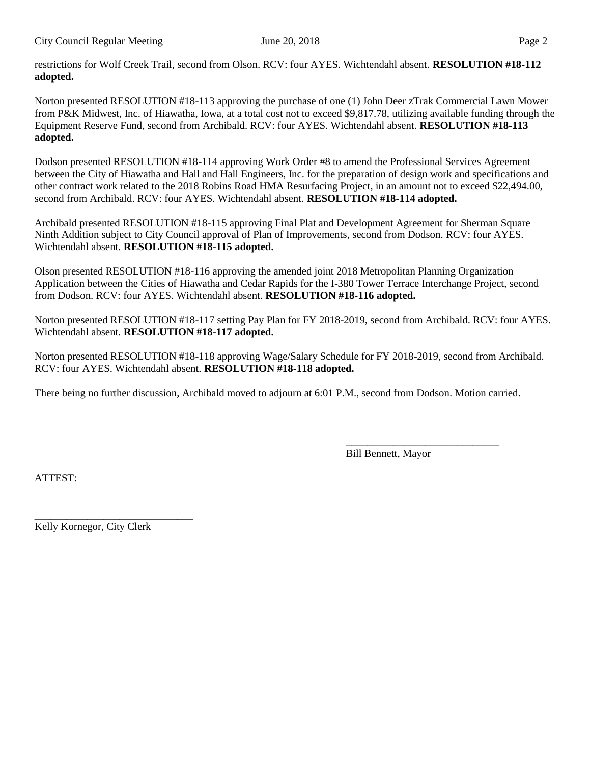restrictions for Wolf Creek Trail, second from Olson. RCV: four AYES. Wichtendahl absent. **RESOLUTION #18-112 adopted.**

Norton presented RESOLUTION #18-113 approving the purchase of one (1) John Deer zTrak Commercial Lawn Mower from P&K Midwest, Inc. of Hiawatha, Iowa, at a total cost not to exceed $9,817.78, utilizing available funding through the Equipment Reserve Fund, second from Archibald. RCV: four AYES. Wichtendahl absent. **RESOLUTION #18-113 adopted.**

Dodson presented RESOLUTION #18-114 approving Work Order #8 to amend the Professional Services Agreement between the City of Hiawatha and Hall and Hall Engineers, Inc. for the preparation of design work and specifications and other contract work related to the 2018 Robins Road HMA Resurfacing Project, in an amount not to exceed $22,494.00, second from Archibald. RCV: four AYES. Wichtendahl absent. **RESOLUTION #18-114 adopted.**

Archibald presented RESOLUTION #18-115 approving Final Plat and Development Agreement for Sherman Square Ninth Addition subject to City Council approval of Plan of Improvements, second from Dodson. RCV: four AYES. Wichtendahl absent. **RESOLUTION #18-115 adopted.**

Olson presented RESOLUTION #18-116 approving the amended joint 2018 Metropolitan Planning Organization Application between the Cities of Hiawatha and Cedar Rapids for the I-380 Tower Terrace Interchange Project, second from Dodson. RCV: four AYES. Wichtendahl absent. **RESOLUTION #18-116 adopted.**

Norton presented RESOLUTION #18-117 setting Pay Plan for FY 2018-2019, second from Archibald. RCV: four AYES. Wichtendahl absent. **RESOLUTION #18-117 adopted.**

Norton presented RESOLUTION #18-118 approving Wage/Salary Schedule for FY 2018-2019, second from Archibald. RCV: four AYES. Wichtendahl absent. **RESOLUTION #18-118 adopted.**

There being no further discussion, Archibald moved to adjourn at 6:01 P.M., second from Dodson. Motion carried.

______________________________
Bill Bennett, Mayor

ATTEST:

______________________________
Kelly Kornegor, City Clerk